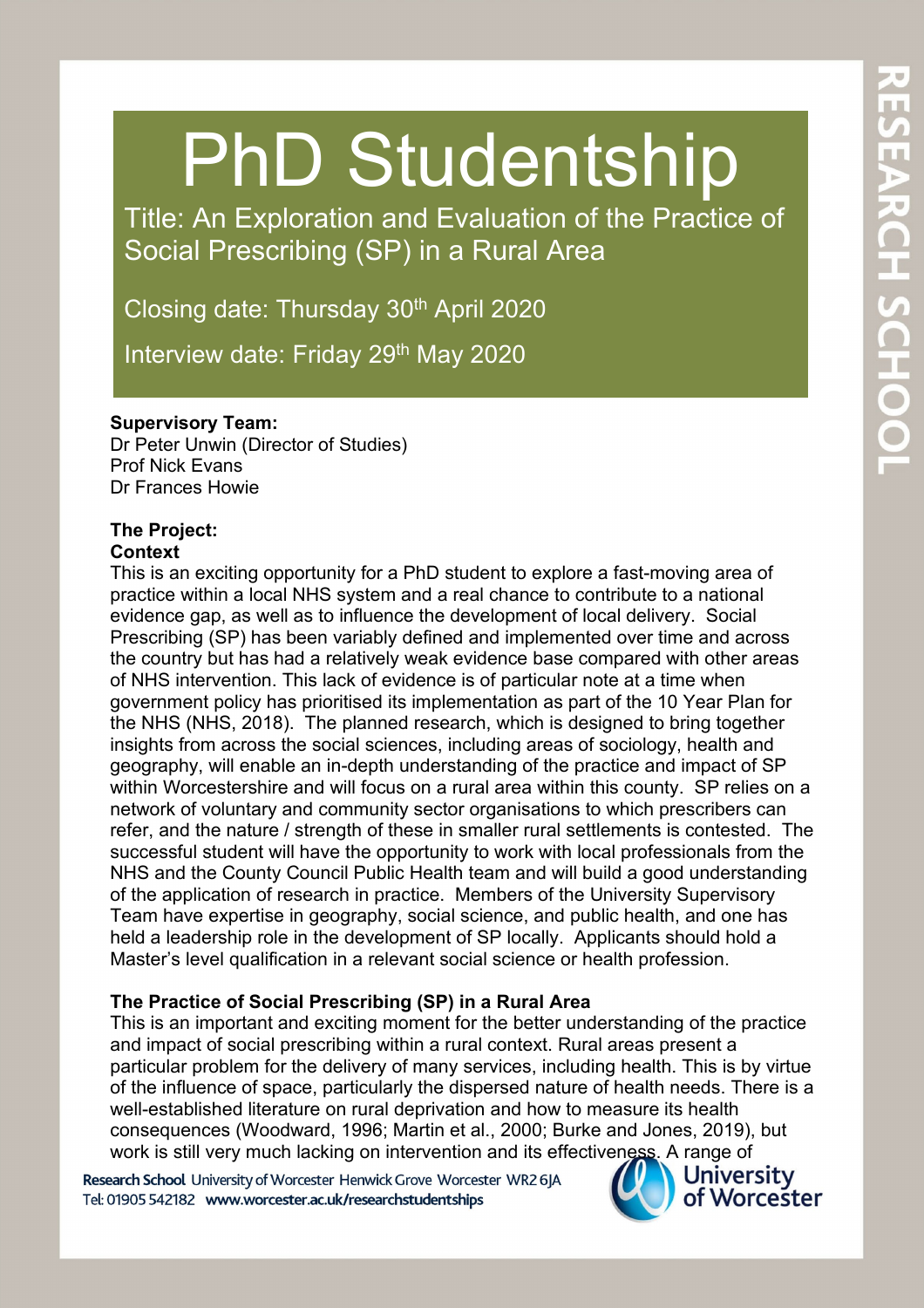# PhD Studentship

## Title: An Exploration and Evaluation of the Practice of Social Prescribing (SP) in a Rural Area

Closing date: Thursday 30th April 2020

Interview date: Friday 29th May 2020

**Supervisory Team:**
Dr Peter Unwin (Director of Studies)
Prof Nick Evans
Dr Frances Howie

**The Project:**
**Context**

This is an exciting opportunity for a PhD student to explore a fast-moving area of practice within a local NHS system and a real chance to contribute to a national evidence gap, as well as to influence the development of local delivery. Social Prescribing (SP) has been variably defined and implemented over time and across the country but has had a relatively weak evidence base compared with other areas of NHS intervention. This lack of evidence is of particular note at a time when government policy has prioritised its implementation as part of the 10 Year Plan for the NHS (NHS, 2018). The planned research, which is designed to bring together insights from across the social sciences, including areas of sociology, health and geography, will enable an in-depth understanding of the practice and impact of SP within Worcestershire and will focus on a rural area within this county. SP relies on a network of voluntary and community sector organisations to which prescribers can refer, and the nature / strength of these in smaller rural settlements is contested. The successful student will have the opportunity to work with local professionals from the NHS and the County Council Public Health team and will build a good understanding of the application of research in practice. Members of the University Supervisory Team have expertise in geography, social science, and public health, and one has held a leadership role in the development of SP locally. Applicants should hold a Master's level qualification in a relevant social science or health profession.

**The Practice of Social Prescribing (SP) in a Rural Area**

This is an important and exciting moment for the better understanding of the practice and impact of social prescribing within a rural context. Rural areas present a particular problem for the delivery of many services, including health. This is by virtue of the influence of space, particularly the dispersed nature of health needs. There is a well-established literature on rural deprivation and how to measure its health consequences (Woodward, 1996; Martin et al., 2000; Burke and Jones, 2019), but work is still very much lacking on intervention and its effectiveness. A range of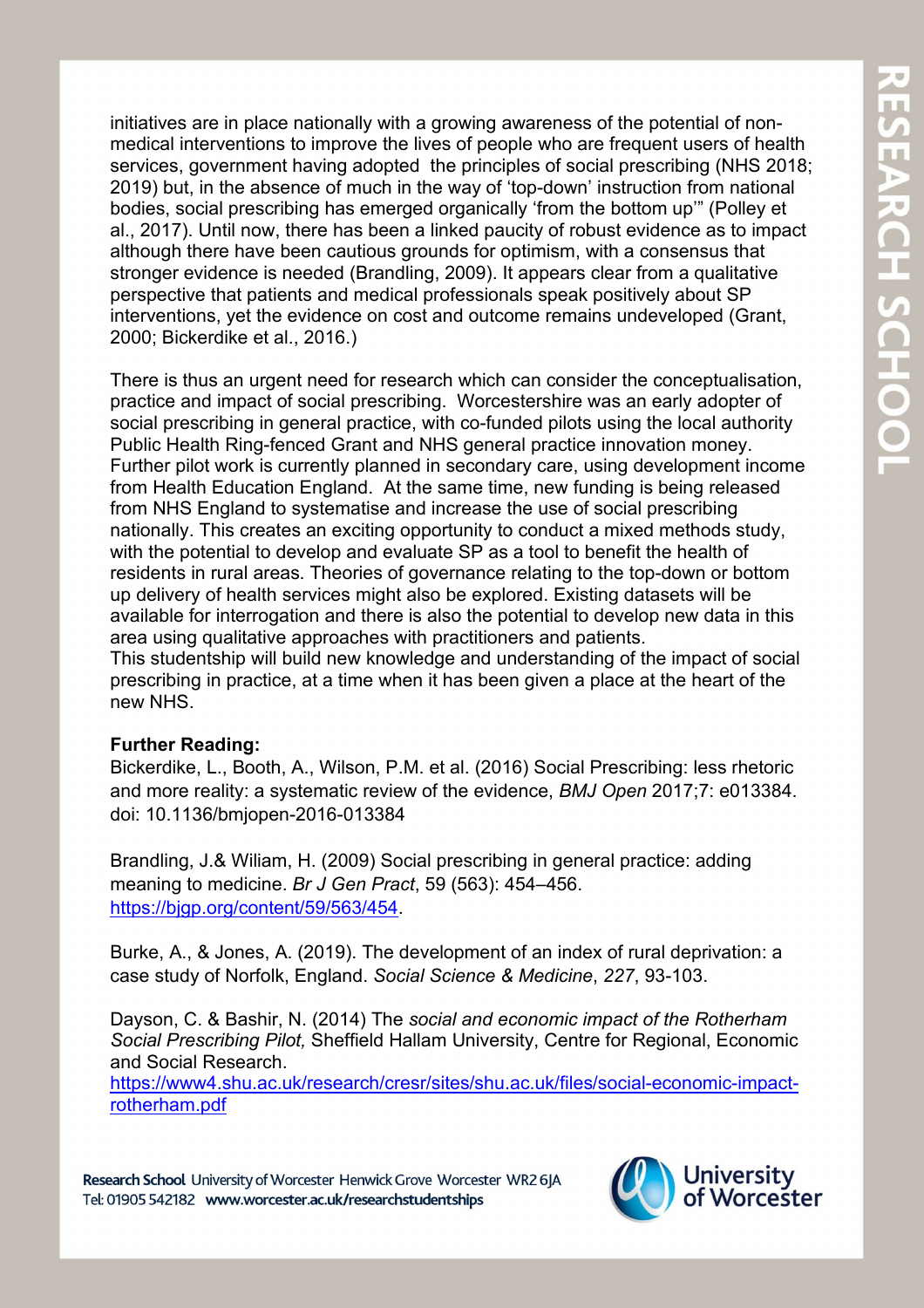initiatives are in place nationally with a growing awareness of the potential of non-medical interventions to improve the lives of people who are frequent users of health services, government having adopted the principles of social prescribing (NHS 2018; 2019) but, in the absence of much in the way of 'top-down' instruction from national bodies, social prescribing has emerged organically 'from the bottom up'" (Polley et al., 2017). Until now, there has been a linked paucity of robust evidence as to impact although there have been cautious grounds for optimism, with a consensus that stronger evidence is needed (Brandling, 2009). It appears clear from a qualitative perspective that patients and medical professionals speak positively about SP interventions, yet the evidence on cost and outcome remains undeveloped (Grant, 2000; Bickerdike et al., 2016.)

There is thus an urgent need for research which can consider the conceptualisation, practice and impact of social prescribing. Worcestershire was an early adopter of social prescribing in general practice, with co-funded pilots using the local authority Public Health Ring-fenced Grant and NHS general practice innovation money. Further pilot work is currently planned in secondary care, using development income from Health Education England. At the same time, new funding is being released from NHS England to systematise and increase the use of social prescribing nationally. This creates an exciting opportunity to conduct a mixed methods study, with the potential to develop and evaluate SP as a tool to benefit the health of residents in rural areas. Theories of governance relating to the top-down or bottom up delivery of health services might also be explored. Existing datasets will be available for interrogation and there is also the potential to develop new data in this area using qualitative approaches with practitioners and patients.
This studentship will build new knowledge and understanding of the impact of social prescribing in practice, at a time when it has been given a place at the heart of the new NHS.

**Further Reading:**

Bickerdike, L., Booth, A., Wilson, P.M. et al. (2016) Social Prescribing: less rhetoric and more reality: a systematic review of the evidence, *BMJ Open* 2017;7: e013384. doi: 10.1136/bmjopen-2016-013384

Brandling, J.& Wiliam, H. (2009) Social prescribing in general practice: adding meaning to medicine. *Br J Gen Pract*, 59 (563): 454–456. https://bjgp.org/content/59/563/454.

Burke, A., & Jones, A. (2019). The development of an index of rural deprivation: a case study of Norfolk, England. *Social Science & Medicine*, *227*, 93-103.

Dayson, C. & Bashir, N. (2014) The *social and economic impact of the Rotherham Social Prescribing Pilot,* Sheffield Hallam University, Centre for Regional, Economic and Social Research.
https://www4.shu.ac.uk/research/cresr/sites/shu.ac.uk/files/social-economic-impact-rotherham.pdf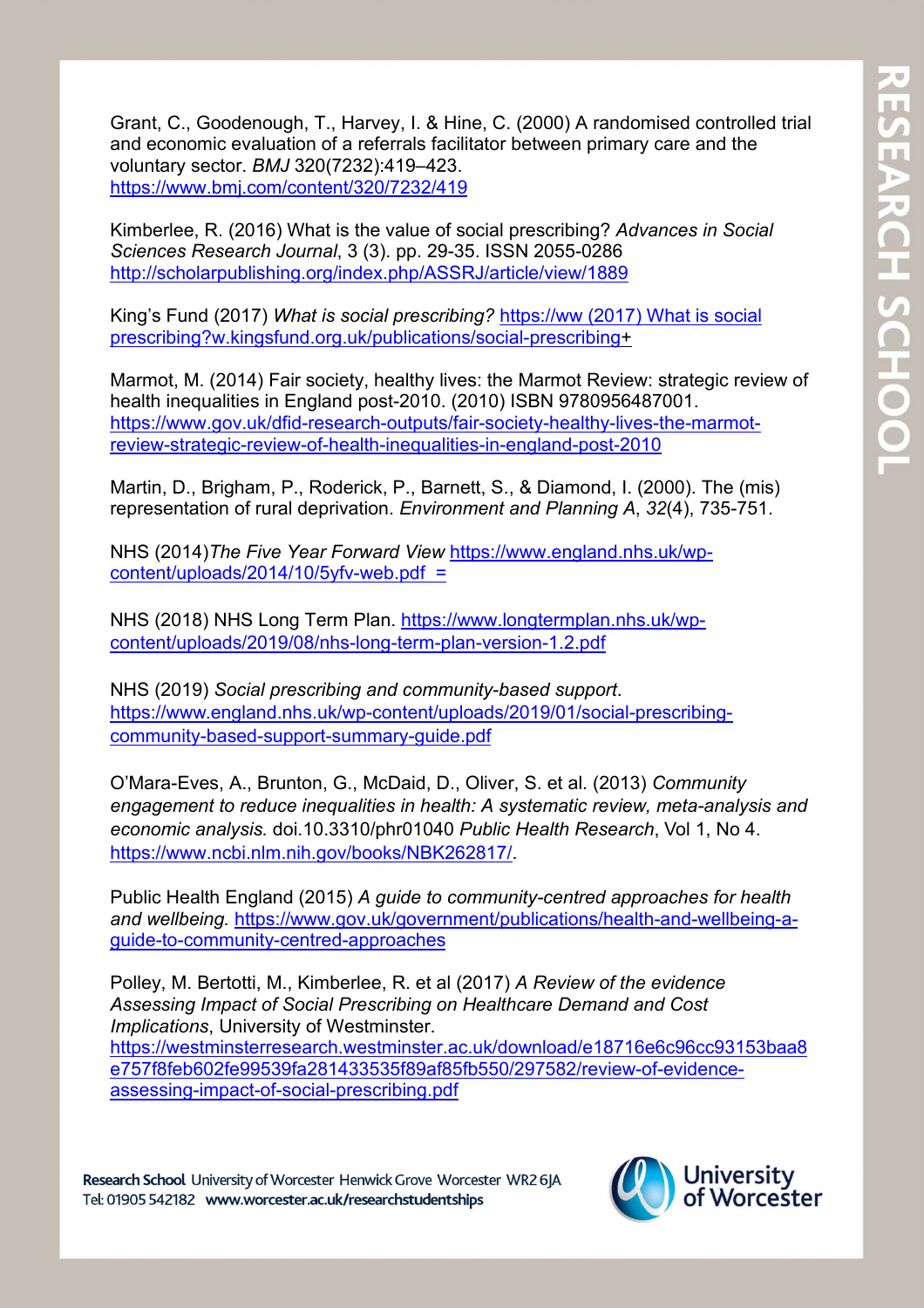Grant, C., Goodenough, T., Harvey, I. & Hine, C. (2000) A randomised controlled trial and economic evaluation of a referrals facilitator between primary care and the voluntary sector. *BMJ* 320(7232):419–423. https://www.bmj.com/content/320/7232/419

Kimberlee, R. (2016) What is the value of social prescribing? *Advances in Social Sciences Research Journal*, 3 (3). pp. 29-35. ISSN 2055-0286 http://scholarpublishing.org/index.php/ASSRJ/article/view/1889

King's Fund (2017) *What is social prescribing?* https://ww (2017) What is social prescribing?w.kingsfund.org.uk/publications/social-prescribing+

Marmot, M. (2014) Fair society, healthy lives: the Marmot Review: strategic review of health inequalities in England post-2010. (2010) ISBN 9780956487001. https://www.gov.uk/dfid-research-outputs/fair-society-healthy-lives-the-marmot-review-strategic-review-of-health-inequalities-in-england-post-2010

Martin, D., Brigham, P., Roderick, P., Barnett, S., & Diamond, I. (2000). The (mis) representation of rural deprivation. *Environment and Planning A*, *32*(4), 735-751.

NHS (2014)*The Five Year Forward View* https://www.england.nhs.uk/wp-content/uploads/2014/10/5yfv-web.pdf =

NHS (2018) NHS Long Term Plan. https://www.longtermplan.nhs.uk/wp-content/uploads/2019/08/nhs-long-term-plan-version-1.2.pdf

NHS (2019) *Social prescribing and community-based support*. https://www.england.nhs.uk/wp-content/uploads/2019/01/social-prescribing-community-based-support-summary-guide.pdf

O'Mara-Eves, A., Brunton, G., McDaid, D., Oliver, S. et al. (2013) *Community engagement to reduce inequalities in health: A systematic review, meta-analysis and economic analysis.* doi.10.3310/phr01040 *Public Health Research*, Vol 1, No 4. https://www.ncbi.nlm.nih.gov/books/NBK262817/.

Public Health England (2015) *A guide to community-centred approaches for health and wellbeing.* https://www.gov.uk/government/publications/health-and-wellbeing-a-guide-to-community-centred-approaches

Polley, M. Bertotti, M., Kimberlee, R. et al (2017) *A Review of the evidence Assessing Impact of Social Prescribing on Healthcare Demand and Cost Implications*, University of Westminster. https://westminsterresearch.westminster.ac.uk/download/e18716e6c96cc93153baa8e757f8feb602fe99539fa281433535f89af85fb550/297582/review-of-evidence-assessing-impact-of-social-prescribing.pdf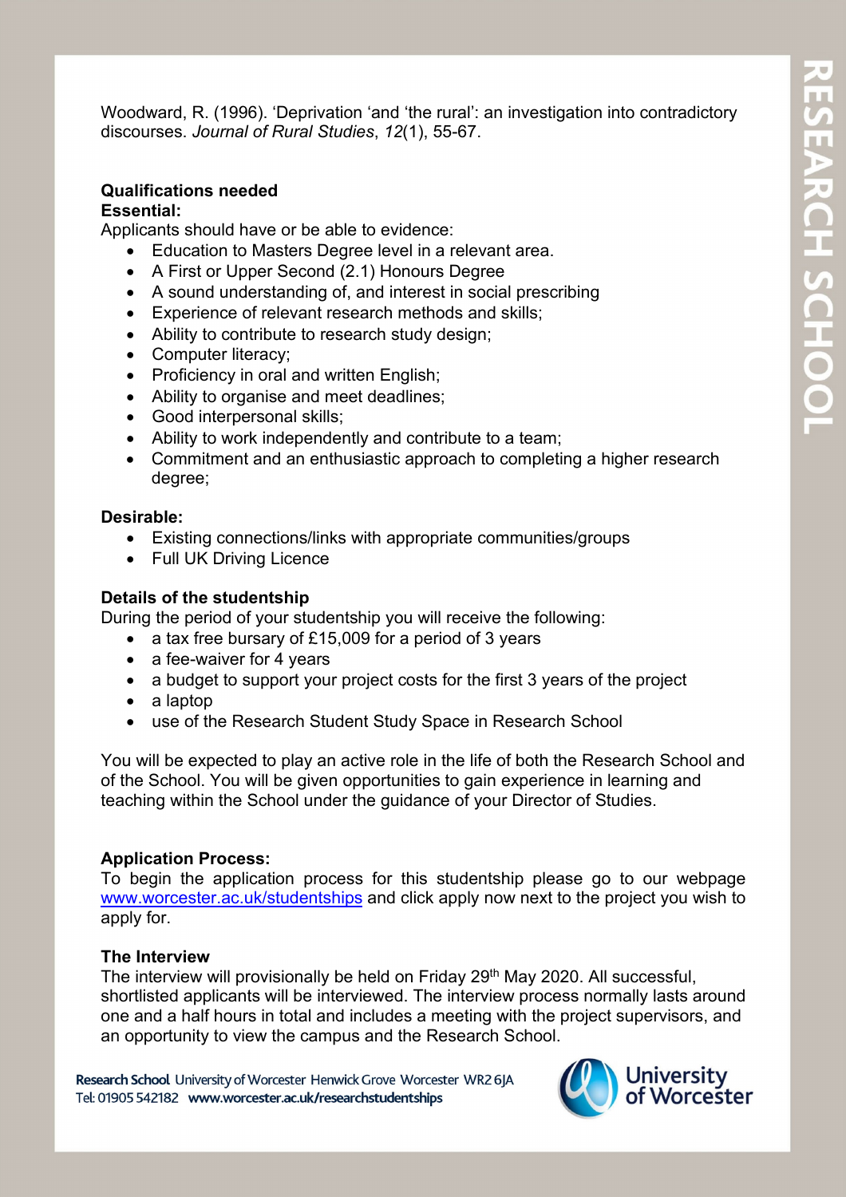Woodward, R. (1996). 'Deprivation 'and 'the rural': an investigation into contradictory discourses. *Journal of Rural Studies*, *12*(1), 55-67.

**Qualifications needed**

**Essential:**

Applicants should have or be able to evidence:

- Education to Masters Degree level in a relevant area.
- A First or Upper Second (2.1) Honours Degree
- A sound understanding of, and interest in social prescribing
- Experience of relevant research methods and skills;
- Ability to contribute to research study design;
- Computer literacy;
- Proficiency in oral and written English;
- Ability to organise and meet deadlines;
- Good interpersonal skills;
- Ability to work independently and contribute to a team;
- Commitment and an enthusiastic approach to completing a higher research degree;

**Desirable:**

- Existing connections/links with appropriate communities/groups
- Full UK Driving Licence

**Details of the studentship**

During the period of your studentship you will receive the following:

- a tax free bursary of £15,009 for a period of 3 years
- a fee-waiver for 4 years
- a budget to support your project costs for the first 3 years of the project
- a laptop
- use of the Research Student Study Space in Research School

You will be expected to play an active role in the life of both the Research School and of the School. You will be given opportunities to gain experience in learning and teaching within the School under the guidance of your Director of Studies.

**Application Process:**

To begin the application process for this studentship please go to our webpage www.worcester.ac.uk/studentships and click apply now next to the project you wish to apply for.

**The Interview**

The interview will provisionally be held on Friday 29th May 2020. All successful, shortlisted applicants will be interviewed. The interview process normally lasts around one and a half hours in total and includes a meeting with the project supervisors, and an opportunity to view the campus and the Research School.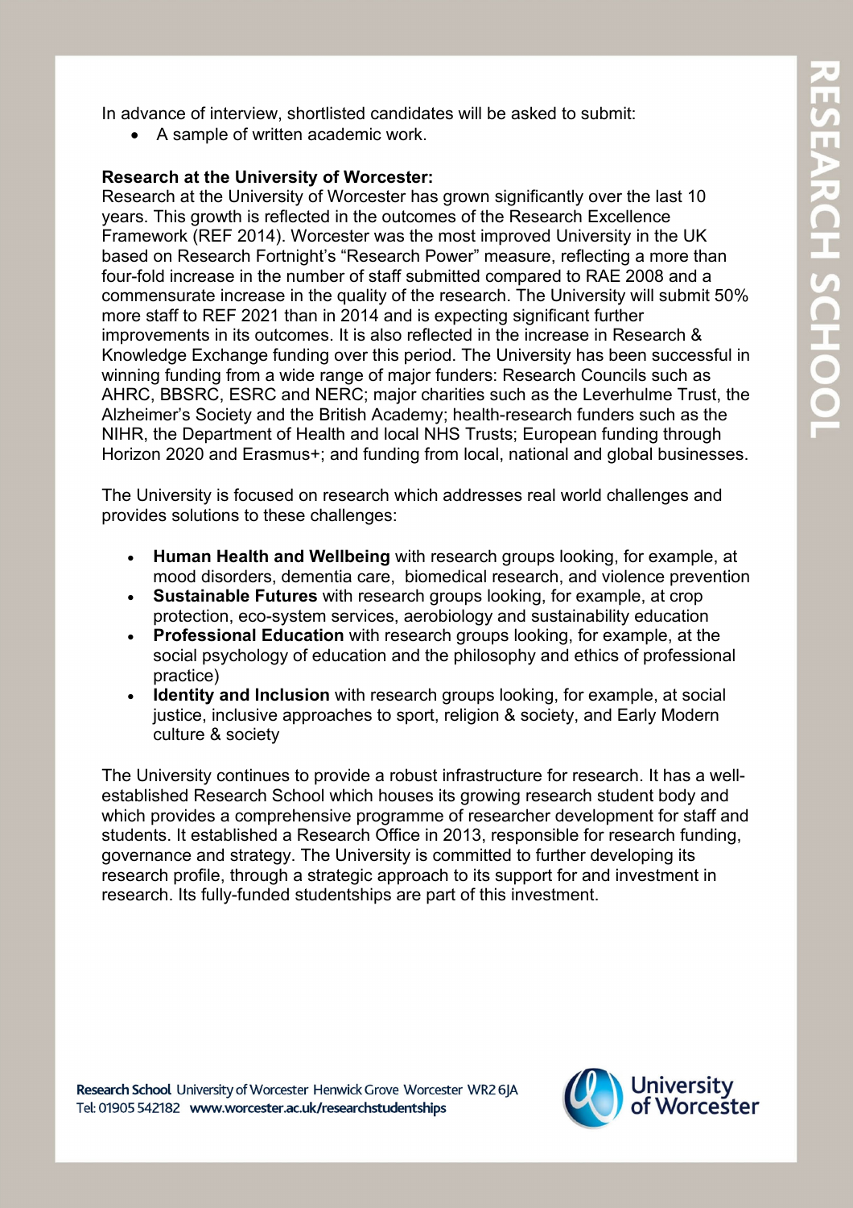In advance of interview, shortlisted candidates will be asked to submit:

- A sample of written academic work.

**Research at the University of Worcester:**
Research at the University of Worcester has grown significantly over the last 10 years. This growth is reflected in the outcomes of the Research Excellence Framework (REF 2014). Worcester was the most improved University in the UK based on Research Fortnight's "Research Power" measure, reflecting a more than four-fold increase in the number of staff submitted compared to RAE 2008 and a commensurate increase in the quality of the research. The University will submit 50% more staff to REF 2021 than in 2014 and is expecting significant further improvements in its outcomes. It is also reflected in the increase in Research & Knowledge Exchange funding over this period. The University has been successful in winning funding from a wide range of major funders: Research Councils such as AHRC, BBSRC, ESRC and NERC; major charities such as the Leverhulme Trust, the Alzheimer's Society and the British Academy; health-research funders such as the NIHR, the Department of Health and local NHS Trusts; European funding through Horizon 2020 and Erasmus+; and funding from local, national and global businesses.

The University is focused on research which addresses real world challenges and provides solutions to these challenges:

- **Human Health and Wellbeing** with research groups looking, for example, at mood disorders, dementia care, biomedical research, and violence prevention
- **Sustainable Futures** with research groups looking, for example, at crop protection, eco-system services, aerobiology and sustainability education
- **Professional Education** with research groups looking, for example, at the social psychology of education and the philosophy and ethics of professional practice)
- **Identity and Inclusion** with research groups looking, for example, at social justice, inclusive approaches to sport, religion & society, and Early Modern culture & society

The University continues to provide a robust infrastructure for research. It has a well-established Research School which houses its growing research student body and which provides a comprehensive programme of researcher development for staff and students. It established a Research Office in 2013, responsible for research funding, governance and strategy. The University is committed to further developing its research profile, through a strategic approach to its support for and investment in research. Its fully-funded studentships are part of this investment.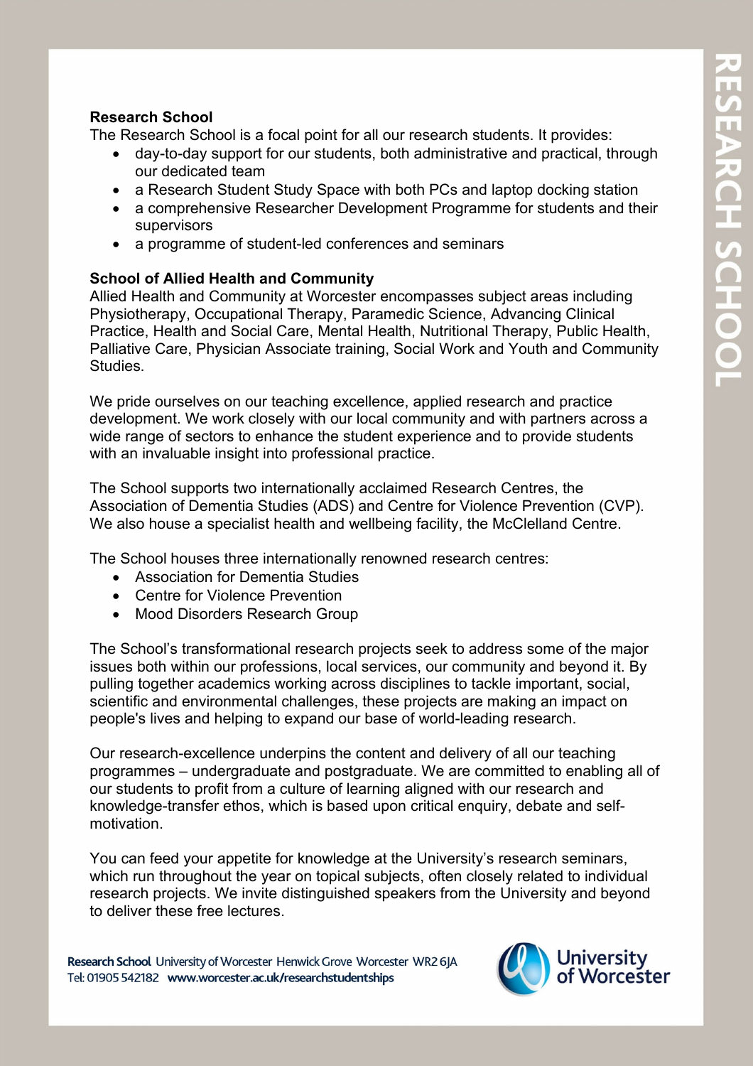## Research School

The Research School is a focal point for all our research students. It provides:

- day-to-day support for our students, both administrative and practical, through our dedicated team
- a Research Student Study Space with both PCs and laptop docking station
- a comprehensive Researcher Development Programme for students and their supervisors
- a programme of student-led conferences and seminars

## School of Allied Health and Community

Allied Health and Community at Worcester encompasses subject areas including Physiotherapy, Occupational Therapy, Paramedic Science, Advancing Clinical Practice, Health and Social Care, Mental Health, Nutritional Therapy, Public Health, Palliative Care, Physician Associate training, Social Work and Youth and Community Studies.

We pride ourselves on our teaching excellence, applied research and practice development. We work closely with our local community and with partners across a wide range of sectors to enhance the student experience and to provide students with an invaluable insight into professional practice.

The School supports two internationally acclaimed Research Centres, the Association of Dementia Studies (ADS) and Centre for Violence Prevention (CVP). We also house a specialist health and wellbeing facility, the McClelland Centre.

The School houses three internationally renowned research centres:

- Association for Dementia Studies
- Centre for Violence Prevention
- Mood Disorders Research Group

The School's transformational research projects seek to address some of the major issues both within our professions, local services, our community and beyond it. By pulling together academics working across disciplines to tackle important, social, scientific and environmental challenges, these projects are making an impact on people's lives and helping to expand our base of world-leading research.

Our research-excellence underpins the content and delivery of all our teaching programmes – undergraduate and postgraduate. We are committed to enabling all of our students to profit from a culture of learning aligned with our research and knowledge-transfer ethos, which is based upon critical enquiry, debate and self-motivation.

You can feed your appetite for knowledge at the University's research seminars, which run throughout the year on topical subjects, often closely related to individual research projects. We invite distinguished speakers from the University and beyond to deliver these free lectures.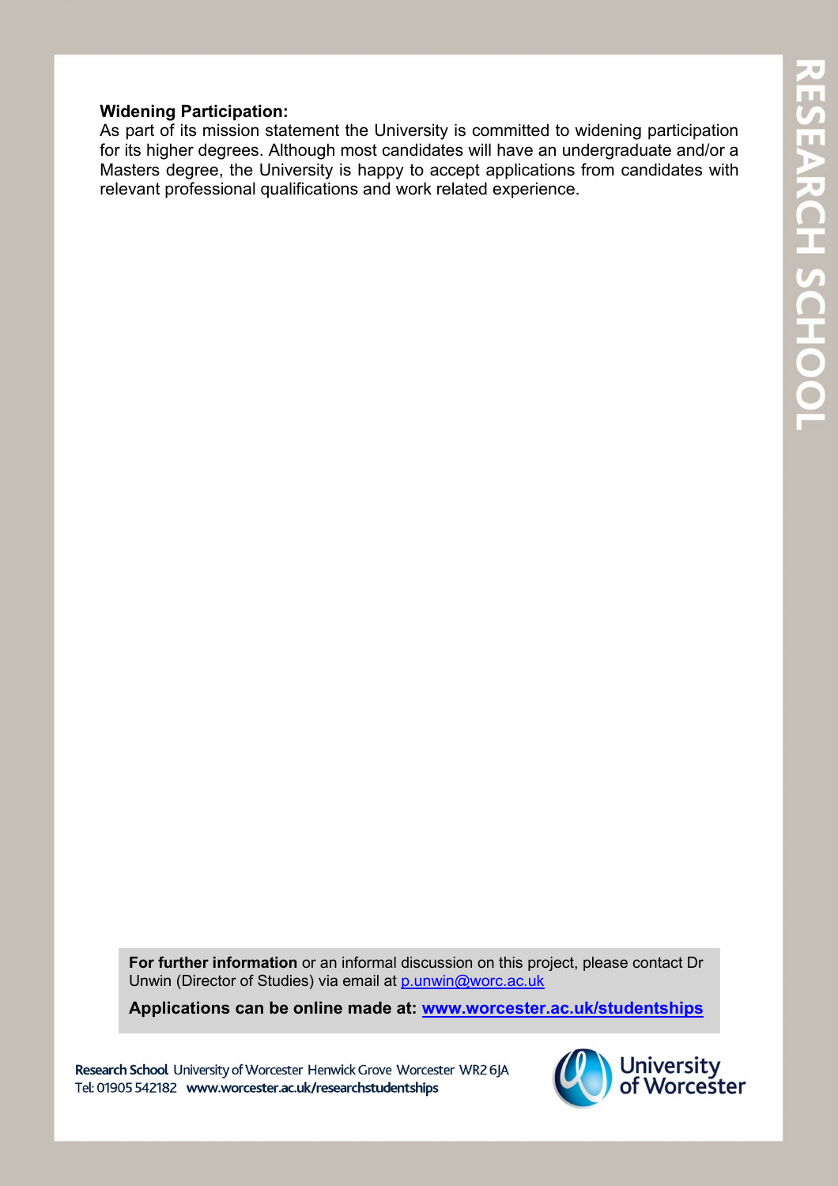**Widening Participation:**
As part of its mission statement the University is committed to widening participation for its higher degrees. Although most candidates will have an undergraduate and/or a Masters degree, the University is happy to accept applications from candidates with relevant professional qualifications and work related experience.

**For further information** or an informal discussion on this project, please contact Dr Unwin (Director of Studies) via email at p.unwin@worc.ac.uk

**Applications can be online made at: www.worcester.ac.uk/studentships**

**Research School** University of Worcester Henwick Grove Worcester WR2 6JA
Tel: 01905 542182 **www.worcester.ac.uk/researchstudentships**

University of Worcester